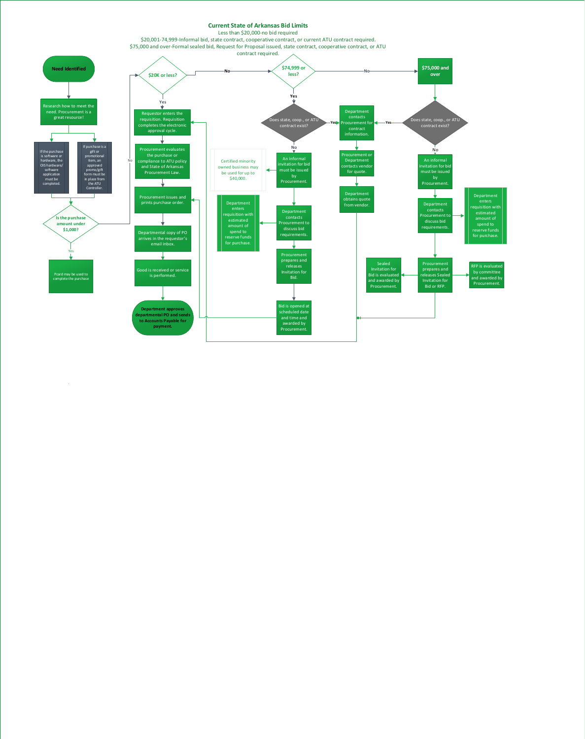## Current State of Arkansas Bid Limits

Less than $20,000-no bid required

$20,001-74,999-Informal bid, state contract, cooperative contract, or current ATU contract required.

$75,000 and over-Formal sealed bid, Request for Proposal issued, state contract, cooperative contract, or ATU contract required.

Need Identified

Research how to meet the need. Procurement is a great resource!

If the purchase is software or hardware, the OIS hardware/ software application must be completed.

If purchase is a gift or promotional item, an approved promo/gift form must be in place from the ATU Controller.

Is the purchase amount under $1,000?

Yes

Pcard may be used to complete the purchase

No

$20K or less?

Yes

Requestor enters the requisition. Requisition completes the electronic approval cycle.

Procurement evaluates the purchase or compliance to ATU policy and State of Arkansas Procurement Law.

Procurement issues and prints purchase order.

Departmental copy of PO arrives in the requestor's email inbox.

Good is received or service is performed.

Department approves departmental PO and sends to Accounts Payable for payment.

No

$74,999 or less?

Yes

Does state, coop., or ATU contract exist?

Yes

Department contacts Procurement for contract information.

Procurement or Department contacts vendor for quote.

Department obtains quote from vendor.

No

An informal invitation for bid must be issued by Procurement.

Certified minority owned business may be used for up to $40,000.

Department contacts Procurement to discuss bid requirements.

Department enters requisition with estimated amount of spend to reserve funds for purchase.

Procurement prepares and releases Invitation for Bid.

Bid is opened at scheduled date and time and awarded by Procurement.

No

$75,000 and over

Does state, coop., or ATU contract exist?

Yes

No

An informal invitation for bid must be issued by Procurement.

Department contacts Procurement to discuss bid requirements.

Department enters requisition with estimated amount of spend to reserve funds for purchase.

Procurement prepares and releases Sealed Invitation for Bid or RFP.

Sealed Invitation for Bid is evaluated and awarded by Procurement.

RFP is evaluated by committee and awarded by Procurement.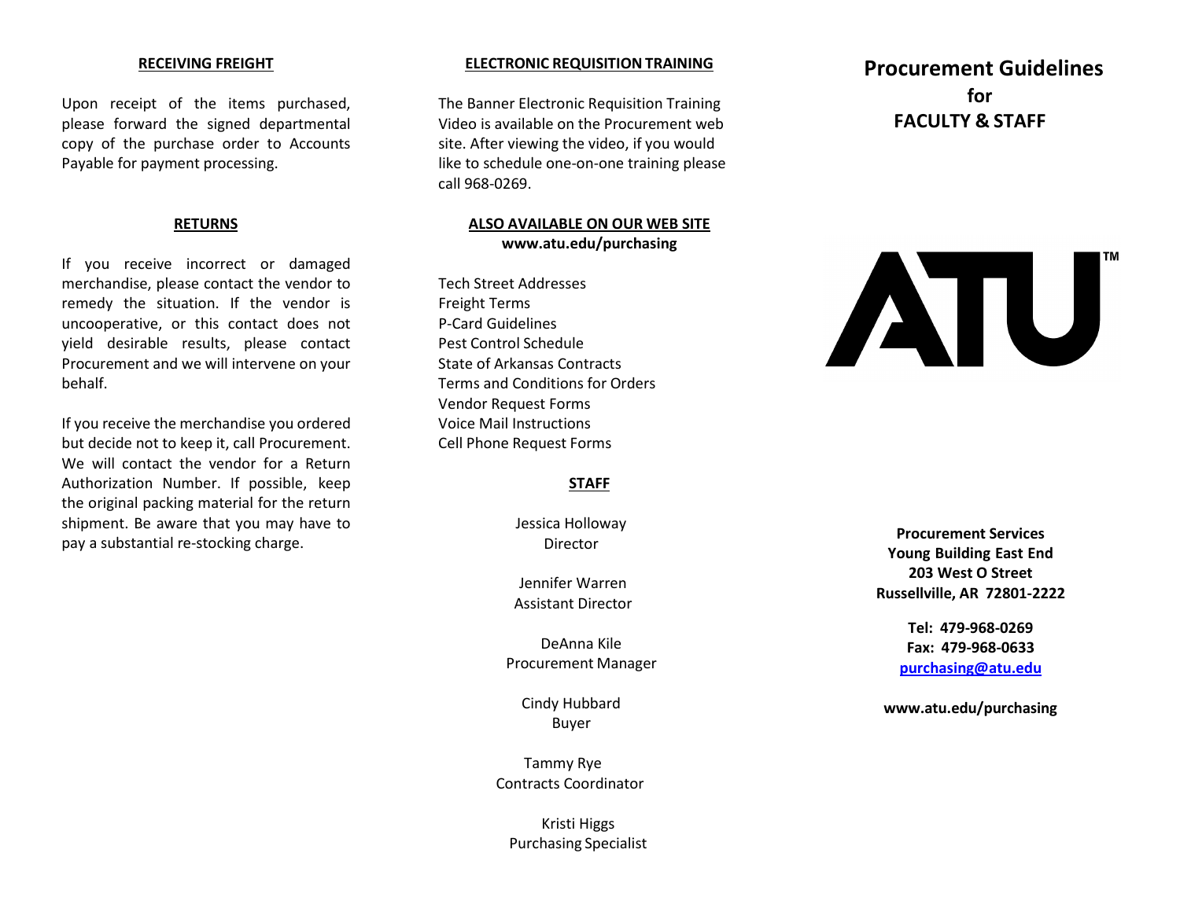## RECEIVING FREIGHT

Upon receipt of the items purchased, please forward the signed departmental copy of the purchase order to Accounts Payable for payment processing.

## RETURNS

If you receive incorrect or damaged merchandise, please contact the vendor to remedy the situation. If the vendor is uncooperative, or this contact does not yield desirable results, please contact Procurement and we will intervene on your behalf.

If you receive the merchandise you ordered but decide not to keep it, call Procurement. We will contact the vendor for a Return Authorization Number. If possible, keep the original packing material for the return shipment. Be aware that you may have to pay a substantial re-stocking charge.

## ELECTRONIC REQUISITION TRAINING

The Banner Electronic Requisition Training Video is available on the Procurement web site. After viewing the video, if you would like to schedule one-on-one training please call 968-0269.

## ALSO AVAILABLE ON OUR WEB SITE

**www.atu.edu/purchasing**

Tech Street Addresses
Freight Terms
P-Card Guidelines
Pest Control Schedule
State of Arkansas Contracts
Terms and Conditions for Orders
Vendor Request Forms
Voice Mail Instructions
Cell Phone Request Forms

## STAFF

Jessica Holloway
Director

Jennifer Warren
Assistant Director

DeAnna Kile
Procurement Manager

Cindy Hubbard
Buyer

Tammy Rye
Contracts Coordinator

Kristi Higgs
Purchasing Specialist

# Procurement Guidelines for FACULTY & STAFF

ATU™

**Procurement Services**
**Young Building East End**
**203 West O Street**
**Russellville, AR 72801-2222**

**Tel: 479-968-0269**
**Fax: 479-968-0633**
**purchasing@atu.edu**

**www.atu.edu/purchasing**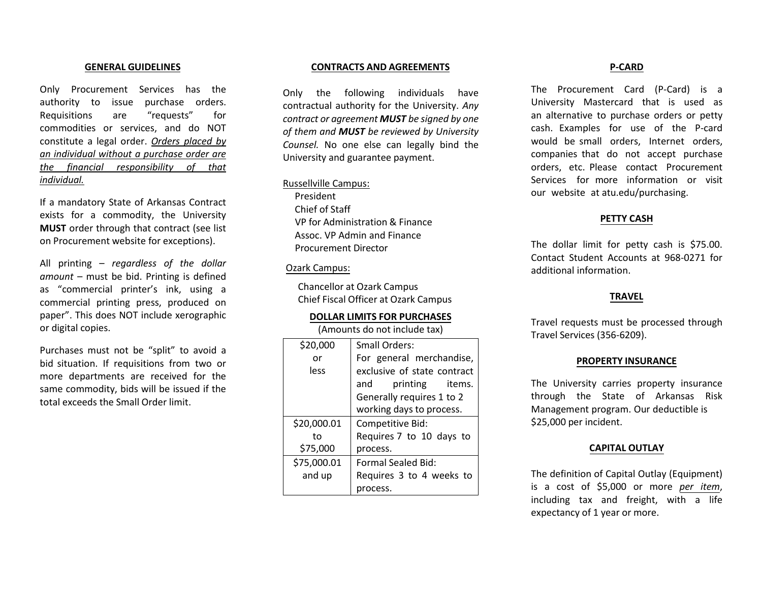## GENERAL GUIDELINES

Only Procurement Services has the authority to issue purchase orders. Requisitions are “requests” for commodities or services, and do NOT constitute a legal order. ***Orders placed by an individual without a purchase order are the financial responsibility of that individual.***

If a mandatory State of Arkansas Contract exists for a commodity, the University **MUST** order through that contract (see list on Procurement website for exceptions).

All printing – *regardless of the dollar amount* – must be bid. Printing is defined as “commercial printer’s ink, using a commercial printing press, produced on paper”. This does NOT include xerographic or digital copies.

Purchases must not be “split” to avoid a bid situation. If requisitions from two or more departments are received for the same commodity, bids will be issued if the total exceeds the Small Order limit.

## CONTRACTS AND AGREEMENTS

Only the following individuals have contractual authority for the University. *Any contract or agreement **MUST** be signed by one of them and **MUST** be reviewed by University Counsel.* No one else can legally bind the University and guarantee payment.

Russellville Campus:

- President
- Chief of Staff
- VP for Administration & Finance
- Assoc. VP Admin and Finance
- Procurement Director

Ozark Campus:

- Chancellor at Ozark Campus
- Chief Fiscal Officer at Ozark Campus

### DOLLAR LIMITS FOR PURCHASES

(Amounts do not include tax)

| | |
|---|---|
| $20,000 or less | Small Orders: For general merchandise, exclusive of state contract and printing items. Generally requires 1 to 2 working days to process. |
| $20,000.01 to $75,000 | Competitive Bid: Requires 7 to 10 days to process. |
| $75,000.01 and up | Formal Sealed Bid: Requires 3 to 4 weeks to process. |

## P-CARD

The Procurement Card (P-Card) is a University Mastercard that is used as an alternative to purchase orders or petty cash. Examples for use of the P-card would be small orders, Internet orders, companies that do not accept purchase orders, etc. Please contact Procurement Services for more information or visit our website at atu.edu/purchasing.

## PETTY CASH

The dollar limit for petty cash is $75.00. Contact Student Accounts at 968-0271 for additional information.

## TRAVEL

Travel requests must be processed through Travel Services (356-6209).

## PROPERTY INSURANCE

The University carries property insurance through the State of Arkansas Risk Management program. Our deductible is $25,000 per incident.

## CAPITAL OUTLAY

The definition of Capital Outlay (Equipment) is a cost of $5,000 or more ***per item***, including tax and freight, with a life expectancy of 1 year or more.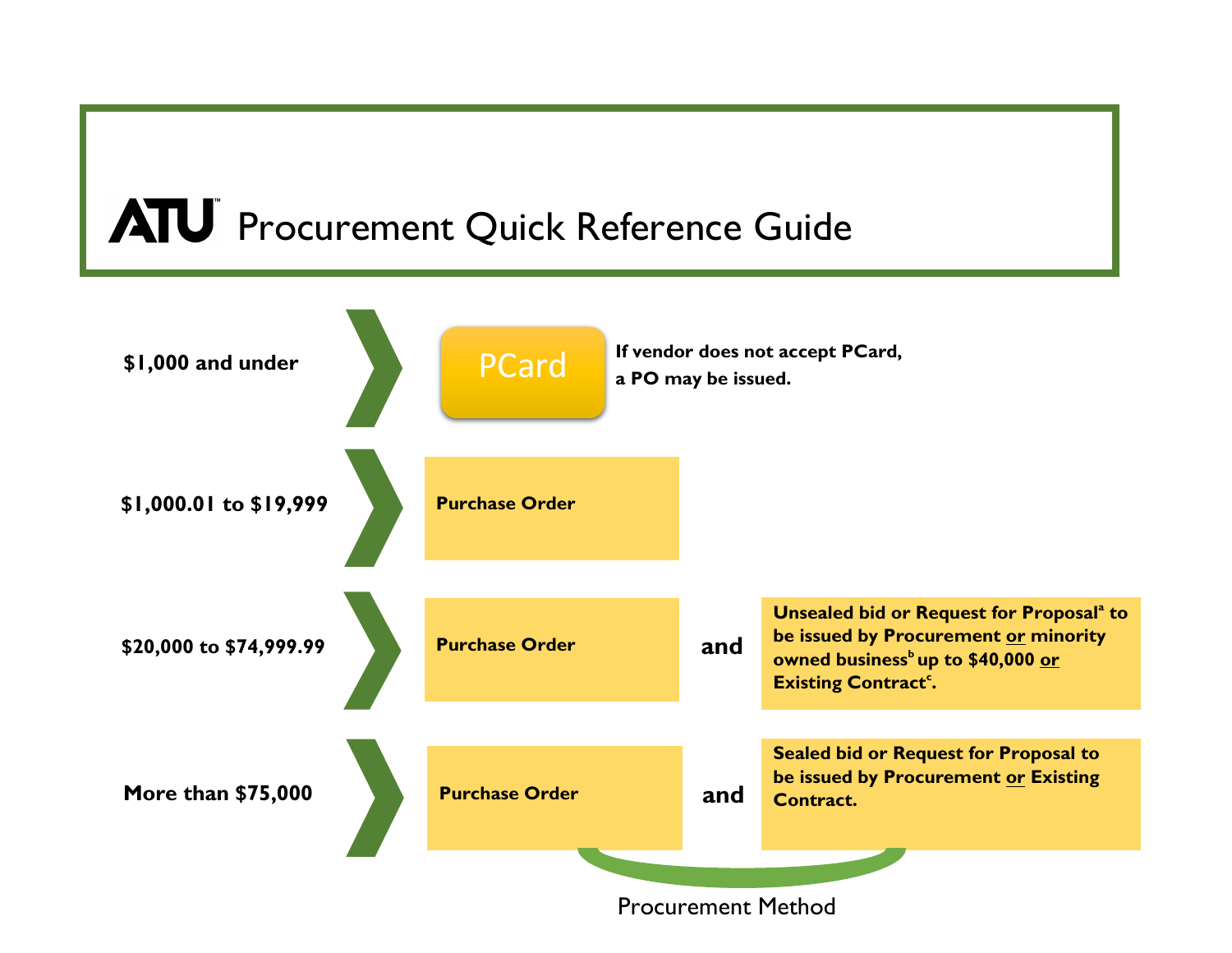# ATU Procurement Quick Reference Guide

**$1,000 and under**

PCard

**If vendor does not accept PCard, a PO may be issued.**

**$1,000.01 to $19,999**

**Purchase Order**

**$20,000 to $74,999.99**

**Purchase Order** **and** **Unsealed bid or Request for Proposal[a] to be issued by Procurement <u>or</u> minority owned business[b] up to $40,000 <u>or</u> Existing Contract[c].**

**More than $75,000**

**Purchase Order** **and** **Sealed bid or Request for Proposal to be issued by Procurement <u>or</u> Existing Contract.**

Procurement Method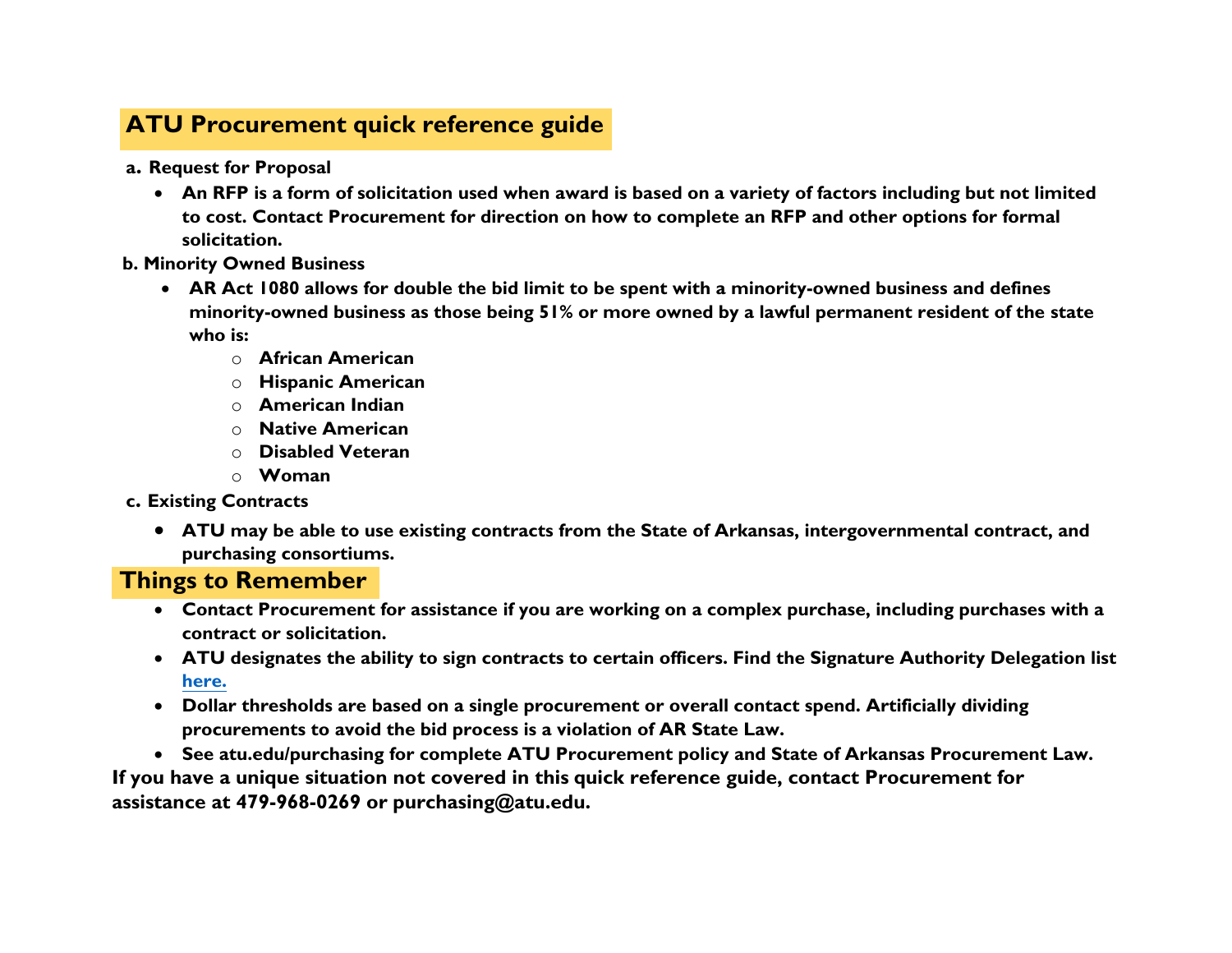## ATU Procurement quick reference guide

**a. Request for Proposal**

- **An RFP is a form of solicitation used when award is based on a variety of factors including but not limited to cost. Contact Procurement for direction on how to complete an RFP and other options for formal solicitation.**

**b. Minority Owned Business**

- **AR Act 1080 allows for double the bid limit to be spent with a minority-owned business and defines minority-owned business as those being 51% or more owned by a lawful permanent resident of the state who is:**
  - **African American**
  - **Hispanic American**
  - **American Indian**
  - **Native American**
  - **Disabled Veteran**
  - **Woman**

**c. Existing Contracts**

- **ATU may be able to use existing contracts from the State of Arkansas, intergovernmental contract, and purchasing consortiums.**

## Things to Remember

- **Contact Procurement for assistance if you are working on a complex purchase, including purchases with a contract or solicitation.**
- **ATU designates the ability to sign contracts to certain officers. Find the Signature Authority Delegation list [here.](#)**
- **Dollar thresholds are based on a single procurement or overall contact spend. Artificially dividing procurements to avoid the bid process is a violation of AR State Law.**
- **See atu.edu/purchasing for complete ATU Procurement policy and State of Arkansas Procurement Law.**

**If you have a unique situation not covered in this quick reference guide, contact Procurement for assistance at 479-968-0269 or purchasing@atu.edu.**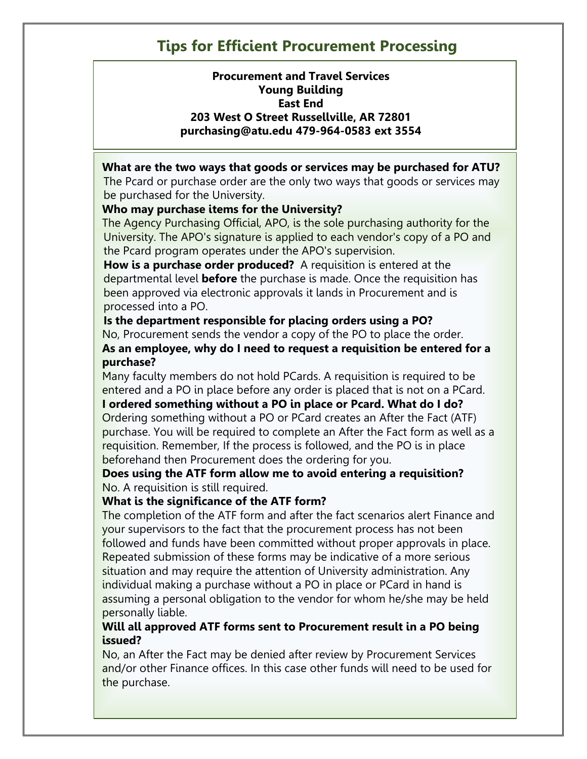# Tips for Efficient Procurement Processing

**Procurement and Travel Services**
**Young Building**
**East End**
**203 West O Street Russellville, AR 72801**
**purchasing@atu.edu 479-964-0583 ext 3554**

**What are the two ways that goods or services may be purchased for ATU?**
The Pcard or purchase order are the only two ways that goods or services may be purchased for the University.

**Who may purchase items for the University?**
The Agency Purchasing Official, APO, is the sole purchasing authority for the University. The APO's signature is applied to each vendor's copy of a PO and the Pcard program operates under the APO's supervision.

**How is a purchase order produced?** A requisition is entered at the departmental level **before** the purchase is made. Once the requisition has been approved via electronic approvals it lands in Procurement and is processed into a PO.

**Is the department responsible for placing orders using a PO?**
No, Procurement sends the vendor a copy of the PO to place the order.

**As an employee, why do I need to request a requisition be entered for a purchase?**
Many faculty members do not hold PCards. A requisition is required to be entered and a PO in place before any order is placed that is not on a PCard.

**I ordered something without a PO in place or Pcard. What do I do?**
Ordering something without a PO or PCard creates an After the Fact (ATF) purchase. You will be required to complete an After the Fact form as well as a requisition. Remember, If the process is followed, and the PO is in place beforehand then Procurement does the ordering for you.

**Does using the ATF form allow me to avoid entering a requisition?**
No. A requisition is still required.

**What is the significance of the ATF form?**
The completion of the ATF form and after the fact scenarios alert Finance and your supervisors to the fact that the procurement process has not been followed and funds have been committed without proper approvals in place. Repeated submission of these forms may be indicative of a more serious situation and may require the attention of University administration. Any individual making a purchase without a PO in place or PCard in hand is assuming a personal obligation to the vendor for whom he/she may be held personally liable.

**Will all approved ATF forms sent to Procurement result in a PO being issued?**
No, an After the Fact may be denied after review by Procurement Services and/or other Finance offices. In this case other funds will need to be used for the purchase.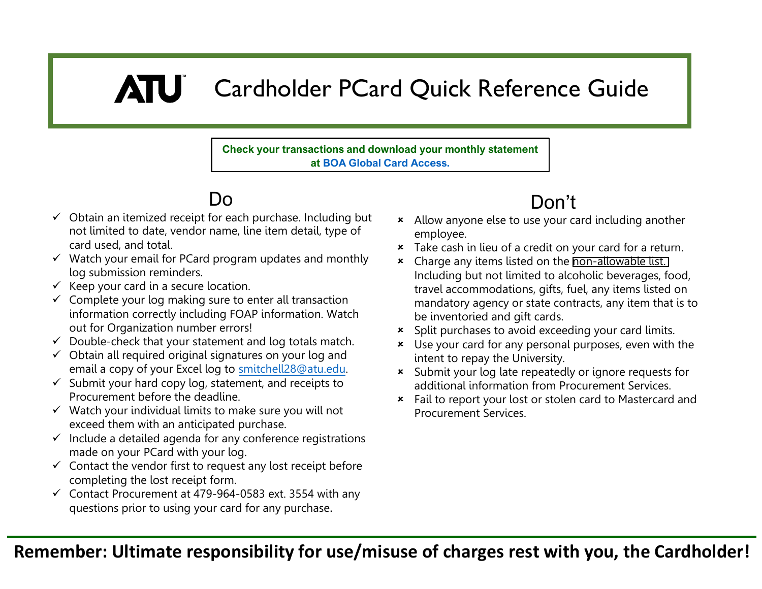# ATU Cardholder PCard Quick Reference Guide

**Check your transactions and download your monthly statement at BOA Global Card Access.**

## Do

- ✓ Obtain an itemized receipt for each purchase. Including but not limited to date, vendor name, line item detail, type of card used, and total.
- ✓ Watch your email for PCard program updates and monthly log submission reminders.
- ✓ Keep your card in a secure location.
- ✓ Complete your log making sure to enter all transaction information correctly including FOAP information. Watch out for Organization number errors!
- ✓ Double-check that your statement and log totals match.
- ✓ Obtain all required original signatures on your log and email a copy of your Excel log to smitchell28@atu.edu.
- ✓ Submit your hard copy log, statement, and receipts to Procurement before the deadline.
- ✓ Watch your individual limits to make sure you will not exceed them with an anticipated purchase.
- ✓ Include a detailed agenda for any conference registrations made on your PCard with your log.
- ✓ Contact the vendor first to request any lost receipt before completing the lost receipt form.
- ✓ Contact Procurement at 479-964-0583 ext. 3554 with any questions prior to using your card for any purchase.

## Don't

- × Allow anyone else to use your card including another employee.
- × Take cash in lieu of a credit on your card for a return.
- × Charge any items listed on the non-allowable list. Including but not limited to alcoholic beverages, food, travel accommodations, gifts, fuel, any items listed on mandatory agency or state contracts, any item that is to be inventoried and gift cards.
- × Split purchases to avoid exceeding your card limits.
- × Use your card for any personal purposes, even with the intent to repay the University.
- × Submit your log late repeatedly or ignore requests for additional information from Procurement Services.
- × Fail to report your lost or stolen card to Mastercard and Procurement Services.

**Remember: Ultimate responsibility for use/misuse of charges rest with you, the Cardholder!**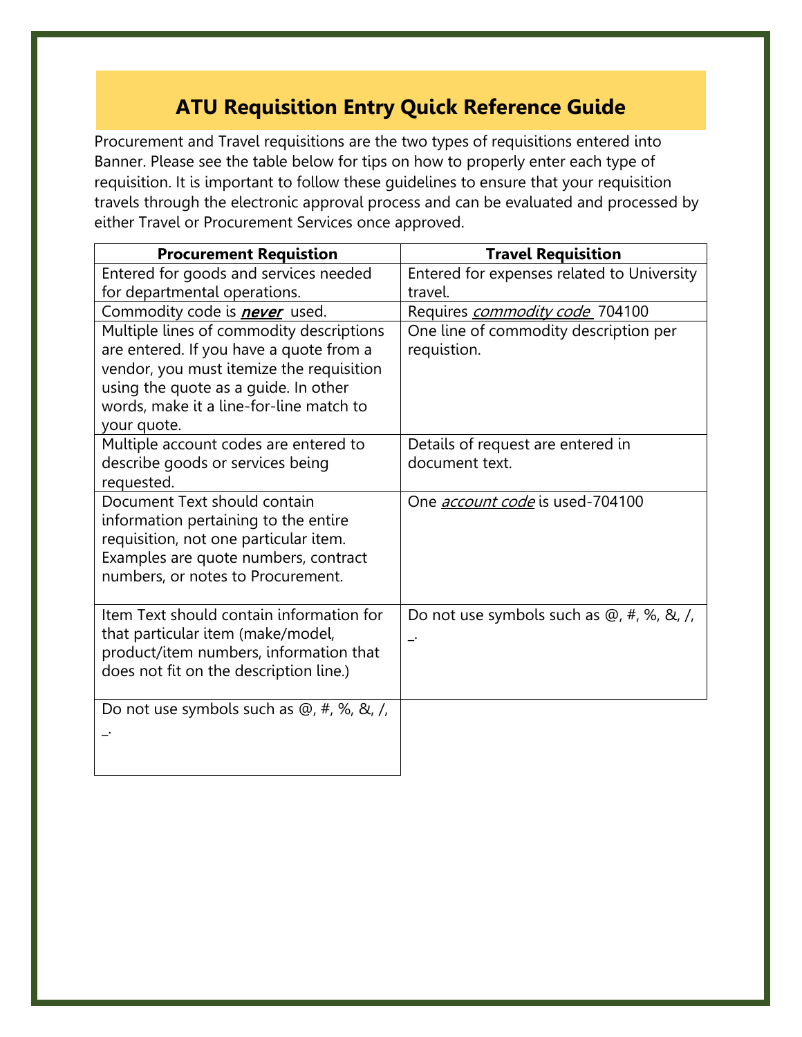# ATU Requisition Entry Quick Reference Guide

Procurement and Travel requisitions are the two types of requisitions entered into Banner. Please see the table below for tips on how to properly enter each type of requisition. It is important to follow these guidelines to ensure that your requisition travels through the electronic approval process and can be evaluated and processed by either Travel or Procurement Services once approved.

| Procurement Requistion | Travel Requisition |
|---|---|
| Entered for goods and services needed for departmental operations. | Entered for expenses related to University travel. |
| Commodity code is ***never*** used. | Requires *commodity code* 704100 |
| Multiple lines of commodity descriptions are entered. If you have a quote from a vendor, you must itemize the requisition using the quote as a guide. In other words, make it a line-for-line match to your quote. | One line of commodity description per requistion. |
| Multiple account codes are entered to describe goods or services being requested. | Details of request are entered in document text. |
| Document Text should contain information pertaining to the entire requisition, not one particular item. Examples are quote numbers, contract numbers, or notes to Procurement. | One *account code* is used-704100 |
| Item Text should contain information for that particular item (make/model, product/item numbers, information that does not fit on the description line.) | Do not use symbols such as @, #, %, &, /, _. |
| Do not use symbols such as @, #, %, &, /, _. | |